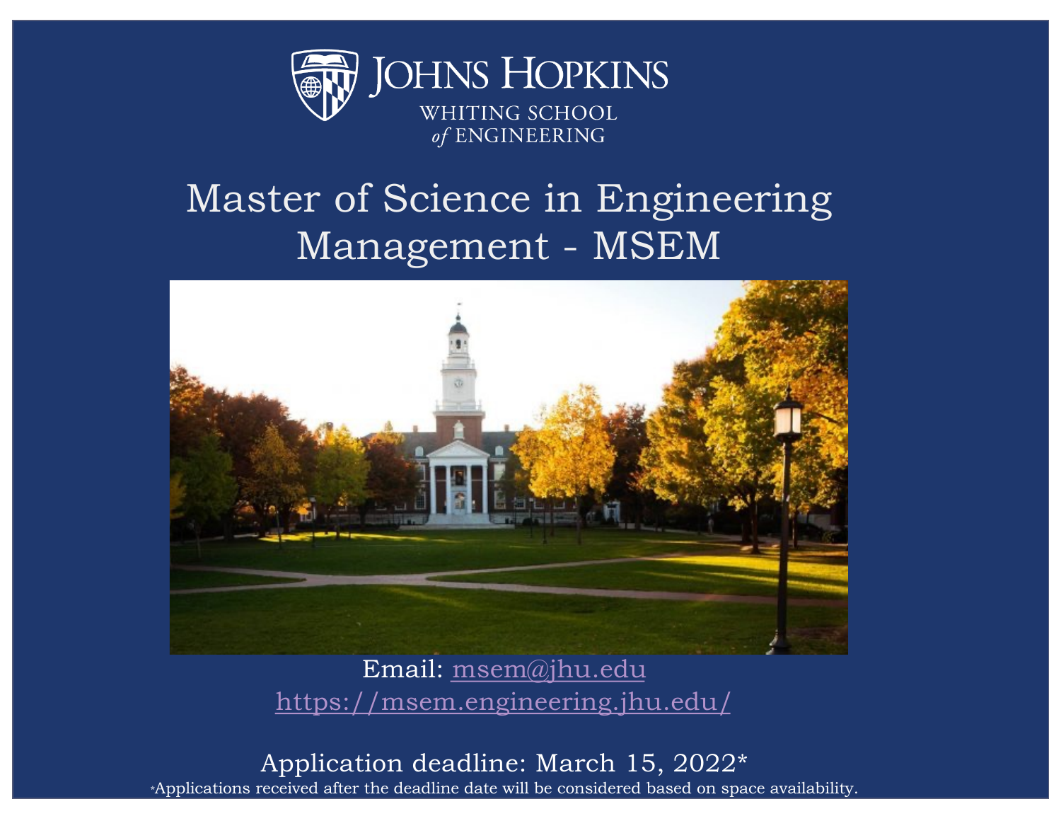JOHNS HOPKINS
WHITING SCHOOL
*of* ENGINEERING

# Master of Science in Engineering Management - MSEM

Email: [msem@jhu.edu](mailto:msem@jhu.edu)
[https://msem.engineering.jhu.edu/](https://msem.engineering.jhu.edu/)

Application deadline: March 15, 2022*

*Applications received after the deadline date will be considered based on space availability.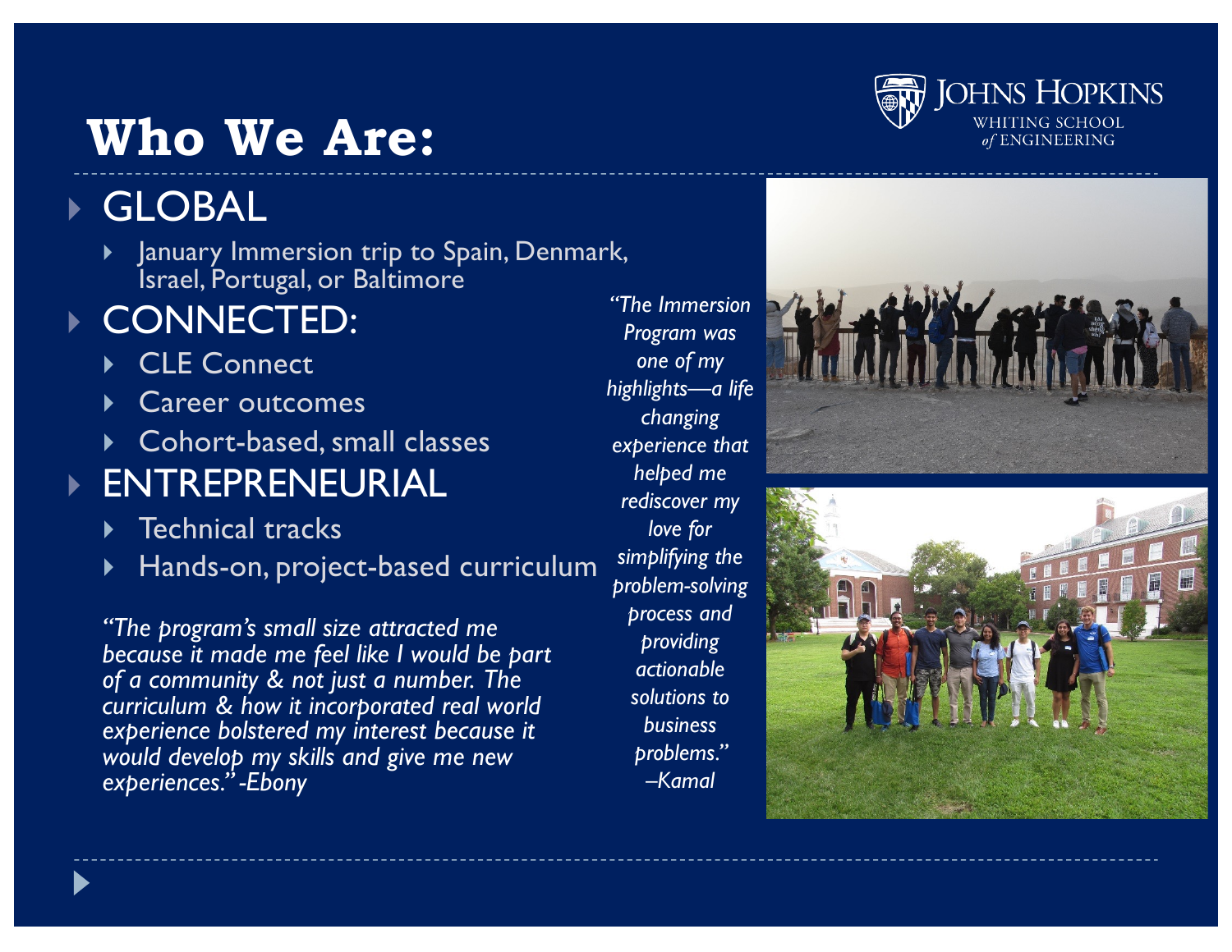# Who We Are:

- GLOBAL
  - January Immersion trip to Spain, Denmark, Israel, Portugal, or Baltimore
- CONNECTED:
  - CLE Connect
  - Career outcomes
  - Cohort-based, small classes
- ENTREPRENEURIAL
  - Technical tracks
  - Hands-on, project-based curriculum

*"The program's small size attracted me because it made me feel like I would be part of a community & not just a number. The curriculum & how it incorporated real world experience bolstered my interest because it would develop my skills and give me new experiences." -Ebony*

*"The Immersion Program was one of my highlights—a life changing experience that helped me rediscover my love for simplifying the problem-solving process and providing actionable solutions to business problems." –Kamal*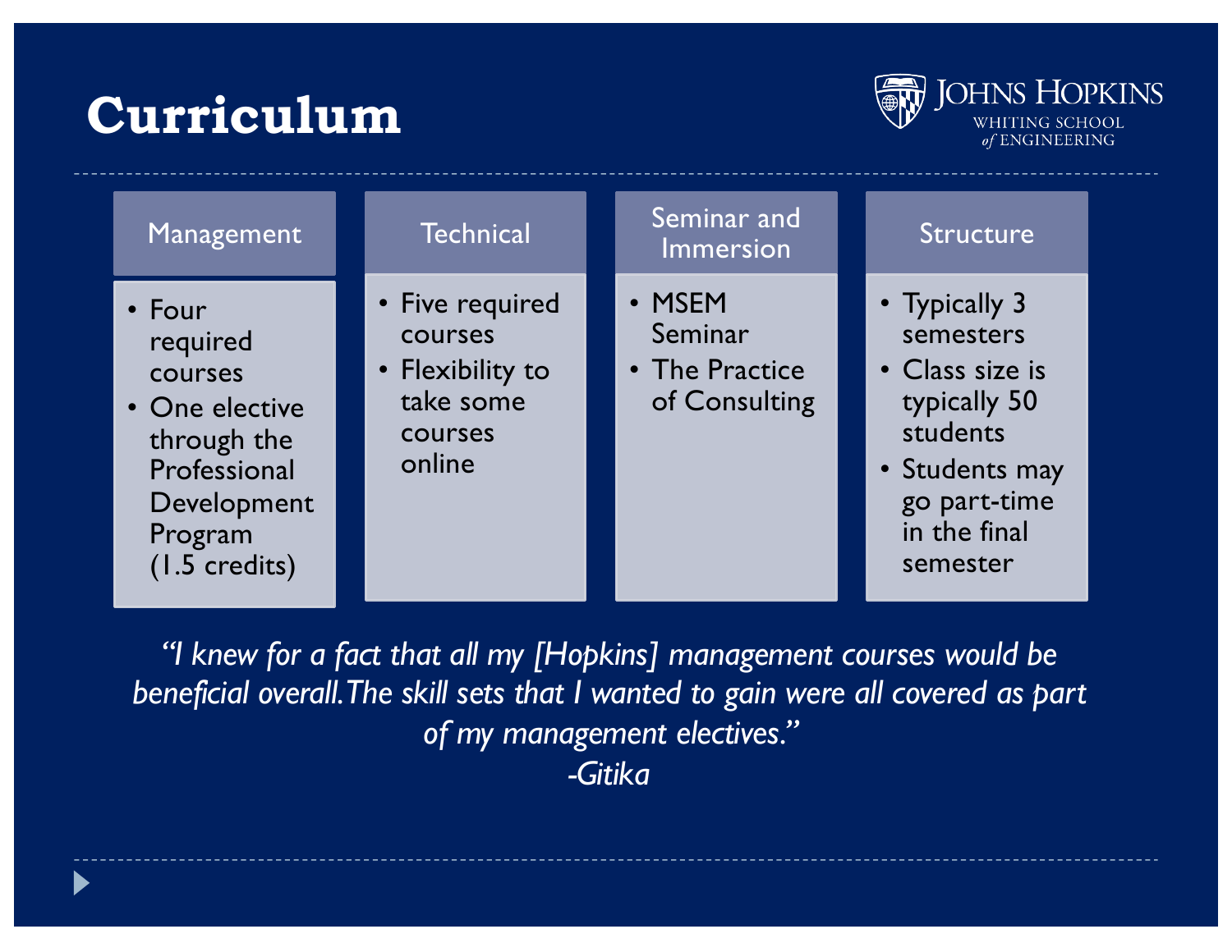# Curriculum

JOHNS HOPKINS
WHITING SCHOOL of ENGINEERING

### Management

- Four required courses
- One elective through the Professional Development Program (1.5 credits)

### Technical

- Five required courses
- Flexibility to take some courses online

### Seminar and Immersion

- MSEM Seminar
- The Practice of Consulting

### Structure

- Typically 3 semesters
- Class size is typically 50 students
- Students may go part-time in the final semester

*"I knew for a fact that all my [Hopkins] management courses would be beneficial overall. The skill sets that I wanted to gain were all covered as part of my management electives."*

*-Gitika*